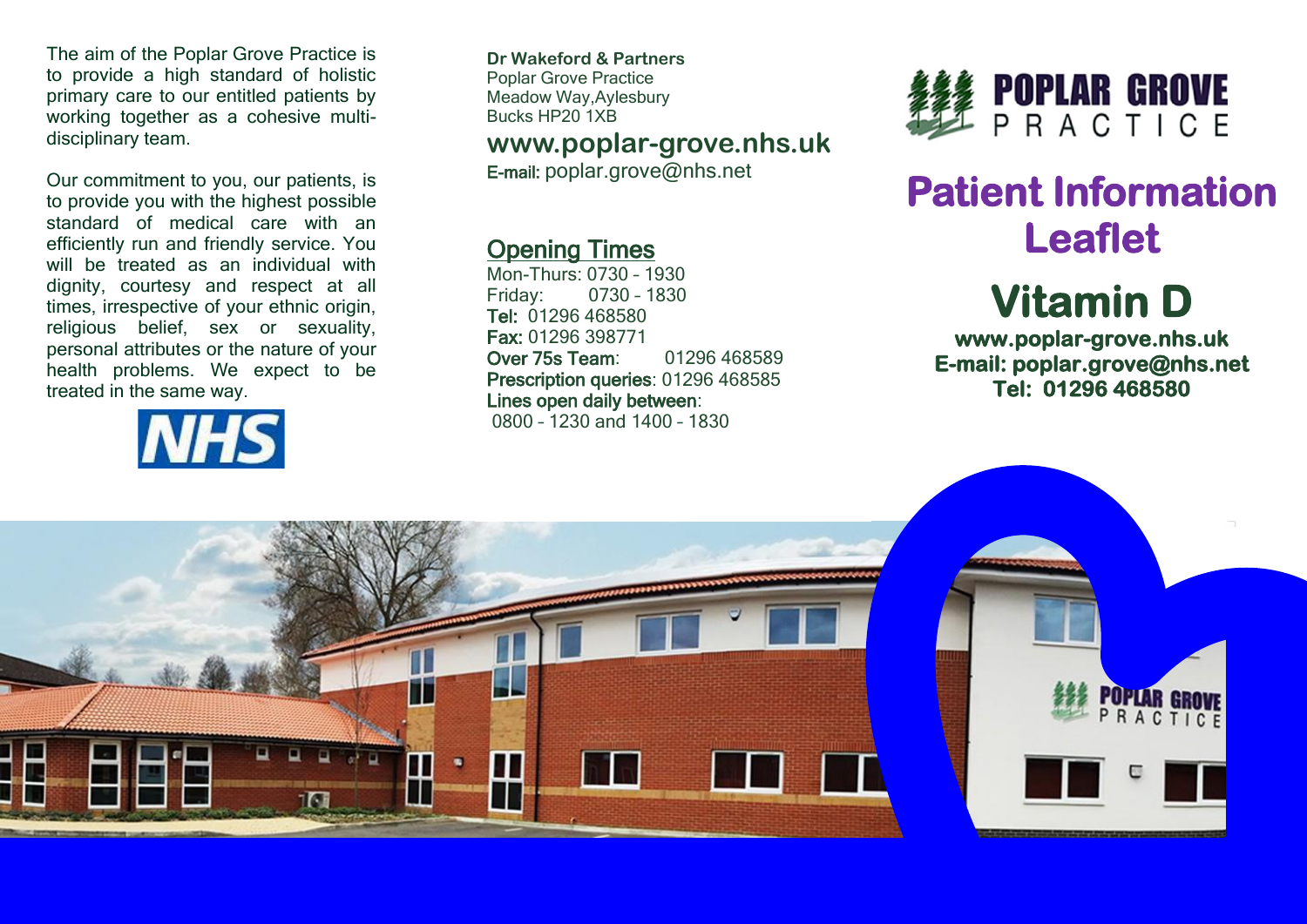The aim of the Poplar Grove Practice is to provide a high standard of holistic primary care to our entitled patients by working together as a cohesive multi-disciplinary team.

Our commitment to you, our patients, is to provide you with the highest possible standard of medical care with an efficiently run and friendly service. You will be treated as an individual with dignity, courtesy and respect at all times, irrespective of your ethnic origin, religious belief, sex or sexuality, personal attributes or the nature of your health problems. We expect to be treated in the same way.

NHS

**Dr Wakeford & Partners**
Poplar Grove Practice
Meadow Way,Aylesbury
Bucks HP20 1XB

**www.poplar-grove.nhs.uk**

**E-mail:** poplar.grove@nhs.net

## Opening Times

Mon-Thurs: 0730 – 1930
Friday: 0730 – 1830
**Tel:** 01296 468580
**Fax:** 01296 398771
**Over 75s Team**: 01296 468589
**Prescription queries**: 01296 468585
**Lines open daily between**:
0800 – 1230 and 1400 – 1830

POPLAR GROVE PRACTICE

# Patient Information Leaflet

# Vitamin D

**www.poplar-grove.nhs.uk**
**E-mail: poplar.grove@nhs.net**
**Tel: 01296 468580**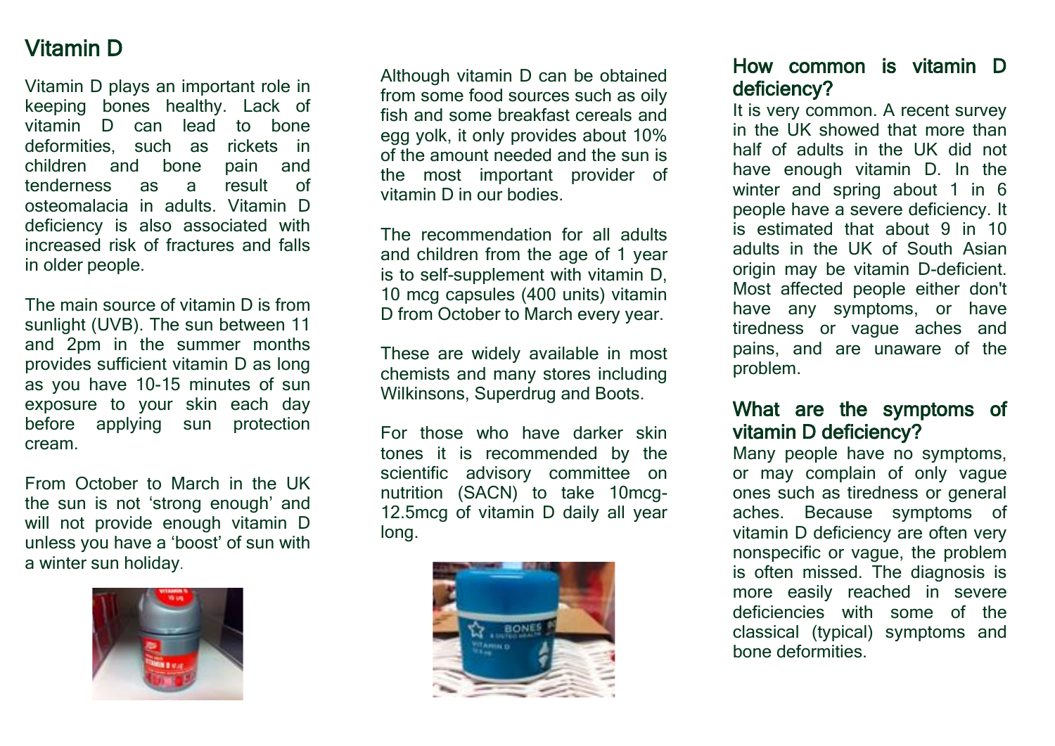# Vitamin D

Vitamin D plays an important role in keeping bones healthy. Lack of vitamin D can lead to bone deformities, such as rickets in children and bone pain and tenderness as a result of osteomalacia in adults. Vitamin D deficiency is also associated with increased risk of fractures and falls in older people.

The main source of vitamin D is from sunlight (UVB). The sun between 11 and 2pm in the summer months provides sufficient vitamin D as long as you have 10-15 minutes of sun exposure to your skin each day before applying sun protection cream.

From October to March in the UK the sun is not 'strong enough' and will not provide enough vitamin D unless you have a 'boost' of sun with a winter sun holiday.

Although vitamin D can be obtained from some food sources such as oily fish and some breakfast cereals and egg yolk, it only provides about 10% of the amount needed and the sun is the most important provider of vitamin D in our bodies.

The recommendation for all adults and children from the age of 1 year is to self-supplement with vitamin D, 10 mcg capsules (400 units) vitamin D from October to March every year.

These are widely available in most chemists and many stores including Wilkinsons, Superdrug and Boots.

For those who have darker skin tones it is recommended by the scientific advisory committee on nutrition (SACN) to take 10mcg-12.5mcg of vitamin D daily all year long.

## How common is vitamin D deficiency?

It is very common. A recent survey in the UK showed that more than half of adults in the UK did not have enough vitamin D. In the winter and spring about 1 in 6 people have a severe deficiency. It is estimated that about 9 in 10 adults in the UK of South Asian origin may be vitamin D-deficient. Most affected people either don't have any symptoms, or have tiredness or vague aches and pains, and are unaware of the problem.

## What are the symptoms of vitamin D deficiency?

Many people have no symptoms, or may complain of only vague ones such as tiredness or general aches. Because symptoms of vitamin D deficiency are often very nonspecific or vague, the problem is often missed. The diagnosis is more easily reached in severe deficiencies with some of the classical (typical) symptoms and bone deformities.